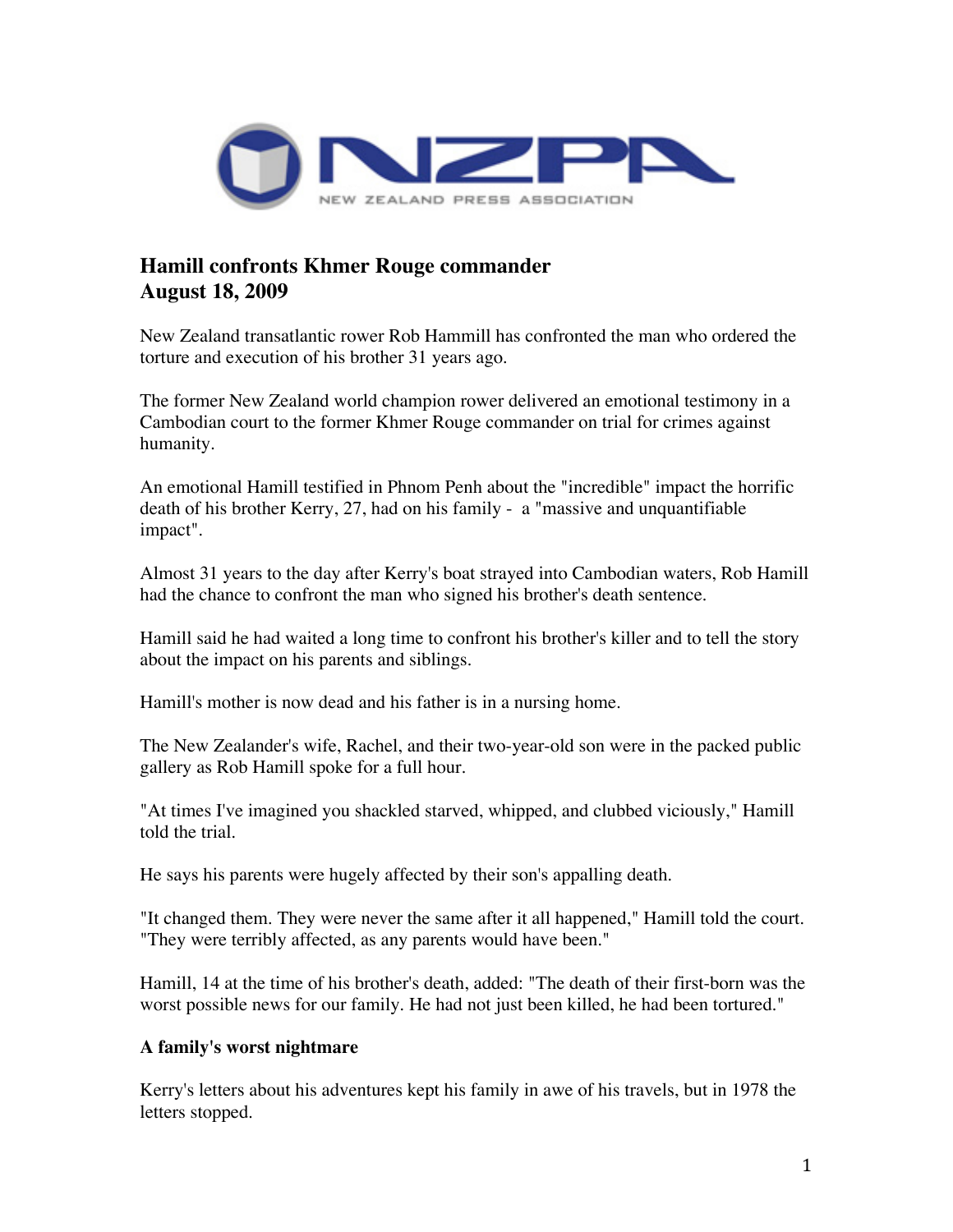NZPA

NEW ZEALAND PRESS ASSOCIATION

# Hamill confronts Khmer Rouge commander
# August 18, 2009

New Zealand transatlantic rower Rob Hammill has confronted the man who ordered the torture and execution of his brother 31 years ago.

The former New Zealand world champion rower delivered an emotional testimony in a Cambodian court to the former Khmer Rouge commander on trial for crimes against humanity.

An emotional Hamill testified in Phnom Penh about the "incredible" impact the horrific death of his brother Kerry, 27, had on his family - a "massive and unquantifiable impact".

Almost 31 years to the day after Kerry's boat strayed into Cambodian waters, Rob Hamill had the chance to confront the man who signed his brother's death sentence.

Hamill said he had waited a long time to confront his brother's killer and to tell the story about the impact on his parents and siblings.

Hamill's mother is now dead and his father is in a nursing home.

The New Zealander's wife, Rachel, and their two-year-old son were in the packed public gallery as Rob Hamill spoke for a full hour.

"At times I've imagined you shackled starved, whipped, and clubbed viciously," Hamill told the trial.

He says his parents were hugely affected by their son's appalling death.

"It changed them. They were never the same after it all happened," Hamill told the court. "They were terribly affected, as any parents would have been."

Hamill, 14 at the time of his brother's death, added: "The death of their first-born was the worst possible news for our family. He had not just been killed, he had been tortured."

**A family's worst nightmare**

Kerry's letters about his adventures kept his family in awe of his travels, but in 1978 the letters stopped.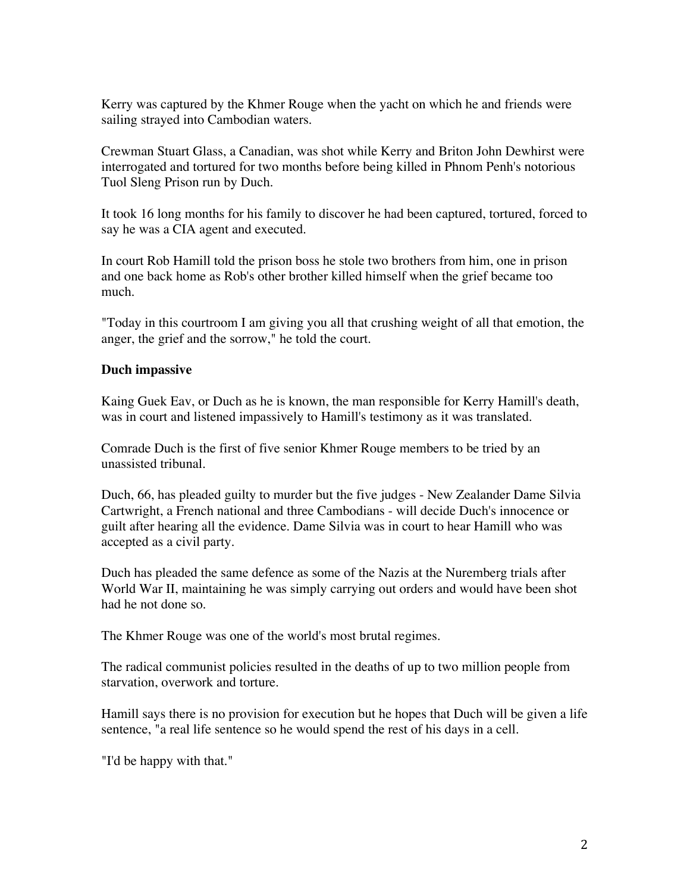Kerry was captured by the Khmer Rouge when the yacht on which he and friends were sailing strayed into Cambodian waters.

Crewman Stuart Glass, a Canadian, was shot while Kerry and Briton John Dewhirst were interrogated and tortured for two months before being killed in Phnom Penh's notorious Tuol Sleng Prison run by Duch.

It took 16 long months for his family to discover he had been captured, tortured, forced to say he was a CIA agent and executed.

In court Rob Hamill told the prison boss he stole two brothers from him, one in prison and one back home as Rob's other brother killed himself when the grief became too much.

"Today in this courtroom I am giving you all that crushing weight of all that emotion, the anger, the grief and the sorrow," he told the court.

**Duch impassive**

Kaing Guek Eav, or Duch as he is known, the man responsible for Kerry Hamill's death, was in court and listened impassively to Hamill's testimony as it was translated.

Comrade Duch is the first of five senior Khmer Rouge members to be tried by an unassisted tribunal.

Duch, 66, has pleaded guilty to murder but the five judges - New Zealander Dame Silvia Cartwright, a French national and three Cambodians - will decide Duch's innocence or guilt after hearing all the evidence. Dame Silvia was in court to hear Hamill who was accepted as a civil party.

Duch has pleaded the same defence as some of the Nazis at the Nuremberg trials after World War II, maintaining he was simply carrying out orders and would have been shot had he not done so.

The Khmer Rouge was one of the world's most brutal regimes.

The radical communist policies resulted in the deaths of up to two million people from starvation, overwork and torture.

Hamill says there is no provision for execution but he hopes that Duch will be given a life sentence, "a real life sentence so he would spend the rest of his days in a cell.

"I'd be happy with that."